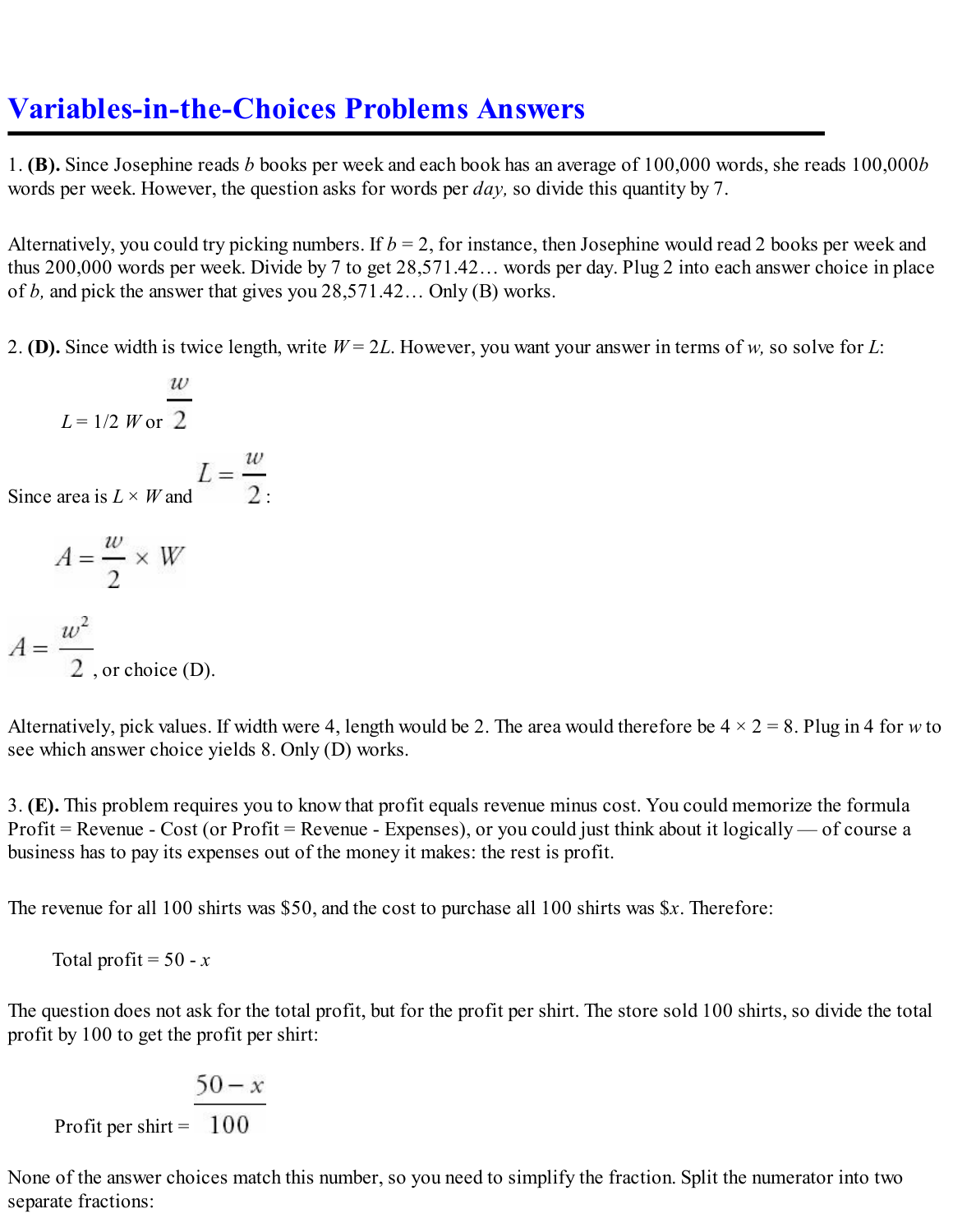# Variables-in-the-Choices Problems Answers

1. **(B).** Since Josephine reads $b$ books per week and each book has an average of 100,000 words, she reads $100{,}000b$ words per week. However, the question asks for words per *day,* so divide this quantity by 7.

Alternatively, you could try picking numbers. If $b = 2$, for instance, then Josephine would read 2 books per week and thus 200,000 words per week. Divide by 7 to get 28,571.42… words per day. Plug 2 into each answer choice in place of $b$, and pick the answer that gives you 28,571.42… Only (B) works.

2. **(D).** Since width is twice length, write $W = 2L$. However, you want your answer in terms of $w$, so solve for $L$:

$$L = 1/2\ W \text{ or } \frac{w}{2}$$

Since area is $L \times W$ and $L = \frac{w}{2}$:

$$A = \frac{w}{2} \times W$$

$$A = \frac{w^2}{2}$$

, or choice (D).

Alternatively, pick values. If width were 4, length would be 2. The area would therefore be $4 \times 2 = 8$. Plug in 4 for $w$ to see which answer choice yields 8. Only (D) works.

3. **(E).** This problem requires you to know that profit equals revenue minus cost. You could memorize the formula Profit = Revenue - Cost (or Profit = Revenue - Expenses), or you could just think about it logically — of course a business has to pay its expenses out of the money it makes: the rest is profit.

The revenue for all 100 shirts was \$50, and the cost to purchase all 100 shirts was \$$x$. Therefore:

Total profit = $50 - x$

The question does not ask for the total profit, but for the profit per shirt. The store sold 100 shirts, so divide the total profit by 100 to get the profit per shirt:

$$\text{Profit per shirt} = \frac{50 - x}{100}$$

None of the answer choices match this number, so you need to simplify the fraction. Split the numerator into two separate fractions: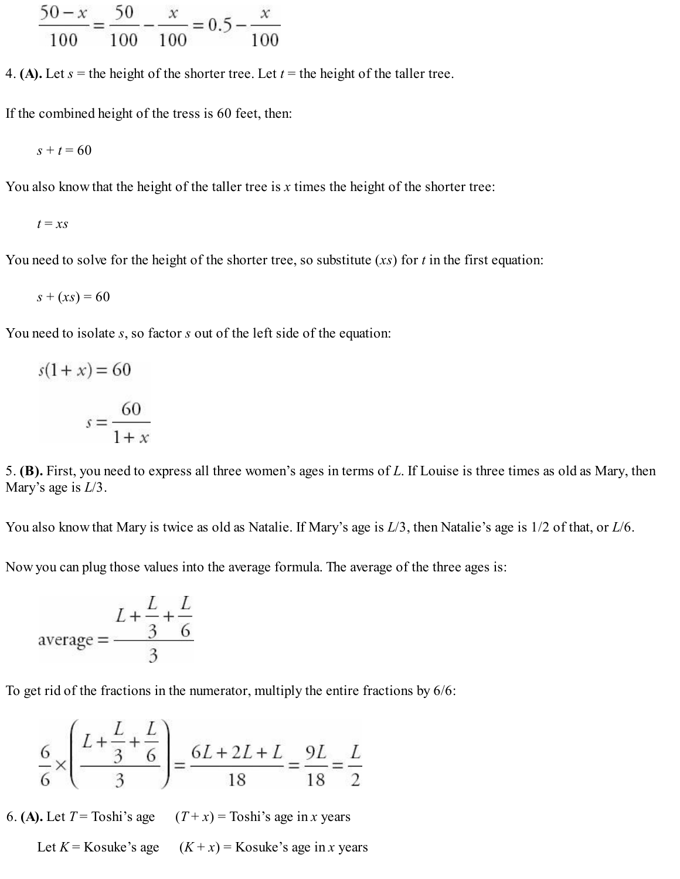$$\frac{50-x}{100}=\frac{50}{100}-\frac{x}{100}=0.5-\frac{x}{100}$$

4. **(A).** Let $s$ = the height of the shorter tree. Let $t$ = the height of the taller tree.

If the combined height of the tress is 60 feet, then:

$$s + t = 60$$

You also know that the height of the taller tree is $x$ times the height of the shorter tree:

$$t = xs$$

You need to solve for the height of the shorter tree, so substitute ($xs$) for $t$ in the first equation:

$$s + (xs) = 60$$

You need to isolate $s$, so factor $s$ out of the left side of the equation:

$$s(1+x)=60$$

$$s=\frac{60}{1+x}$$

5. **(B).** First, you need to express all three women's ages in terms of $L$. If Louise is three times as old as Mary, then Mary's age is $L/3$.

You also know that Mary is twice as old as Natalie. If Mary's age is $L/3$, then Natalie's age is 1/2 of that, or $L/6$.

Now you can plug those values into the average formula. The average of the three ages is:

$$\text{average}=\frac{L+\frac{L}{3}+\frac{L}{6}}{3}$$

To get rid of the fractions in the numerator, multiply the entire fractions by 6/6:

$$\frac{6}{6}\times\left(\frac{L+\frac{L}{3}+\frac{L}{6}}{3}\right)=\frac{6L+2L+L}{18}=\frac{9L}{18}=\frac{L}{2}$$

6. **(A).** Let $T$ = Toshi's age $\quad (T+x)$ = Toshi's age in $x$ years

Let $K$ = Kosuke's age $\quad (K+x)$ = Kosuke's age in $x$ years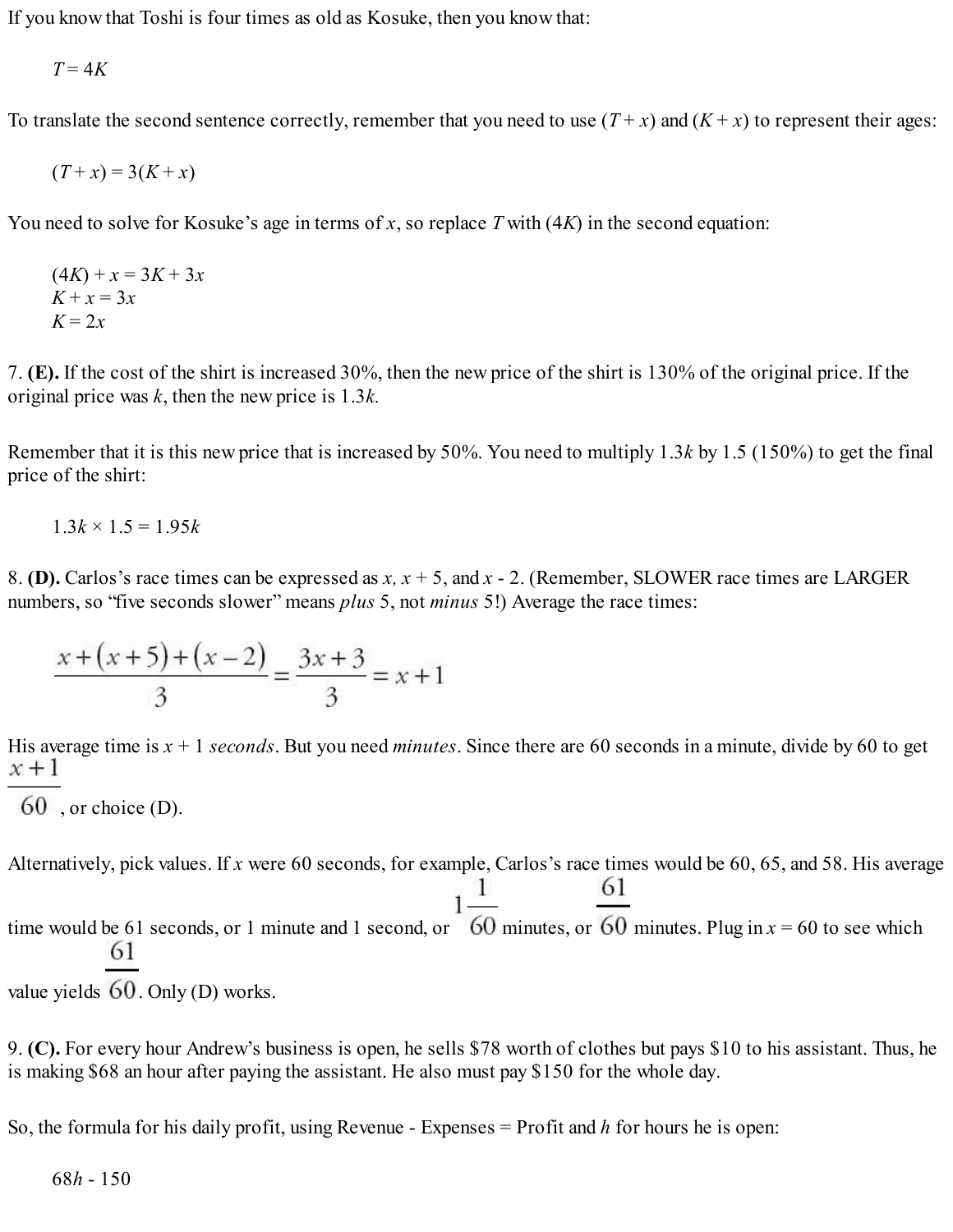If you know that Toshi is four times as old as Kosuke, then you know that:

$$T = 4K$$

To translate the second sentence correctly, remember that you need to use $(T + x)$ and $(K + x)$ to represent their ages:

$$(T + x) = 3(K + x)$$

You need to solve for Kosuke's age in terms of $x$, so replace $T$ with $(4K)$ in the second equation:

$$(4K) + x = 3K + 3x$$
$$K + x = 3x$$
$$K = 2x$$

7. **(E).** If the cost of the shirt is increased 30%, then the new price of the shirt is 130% of the original price. If the original price was $k$, then the new price is $1.3k$.

Remember that it is this new price that is increased by 50%. You need to multiply $1.3k$ by 1.5 (150%) to get the final price of the shirt:

$$1.3k \times 1.5 = 1.95k$$

8. **(D).** Carlos's race times can be expressed as $x$, $x + 5$, and $x - 2$. (Remember, SLOWER race times are LARGER numbers, so "five seconds slower" means *plus* 5, not *minus* 5!) Average the race times:

$$\frac{x + (x + 5) + (x - 2)}{3} = \frac{3x + 3}{3} = x + 1$$

His average time is $x + 1$ *seconds*. But you need *minutes*. Since there are 60 seconds in a minute, divide by 60 to get $\frac{x + 1}{60}$, or choice (D).

Alternatively, pick values. If $x$ were 60 seconds, for example, Carlos's race times would be 60, 65, and 58. His average time would be 61 seconds, or 1 minute and 1 second, or $1\frac{1}{60}$ minutes, or $\frac{61}{60}$ minutes. Plug in $x = 60$ to see which value yields $\frac{61}{60}$. Only (D) works.

9. **(C).** For every hour Andrew's business is open, he sells \$78 worth of clothes but pays \$10 to his assistant. Thus, he is making \$68 an hour after paying the assistant. He also must pay \$150 for the whole day.

So, the formula for his daily profit, using Revenue - Expenses = Profit and $h$ for hours he is open:

$$68h - 150$$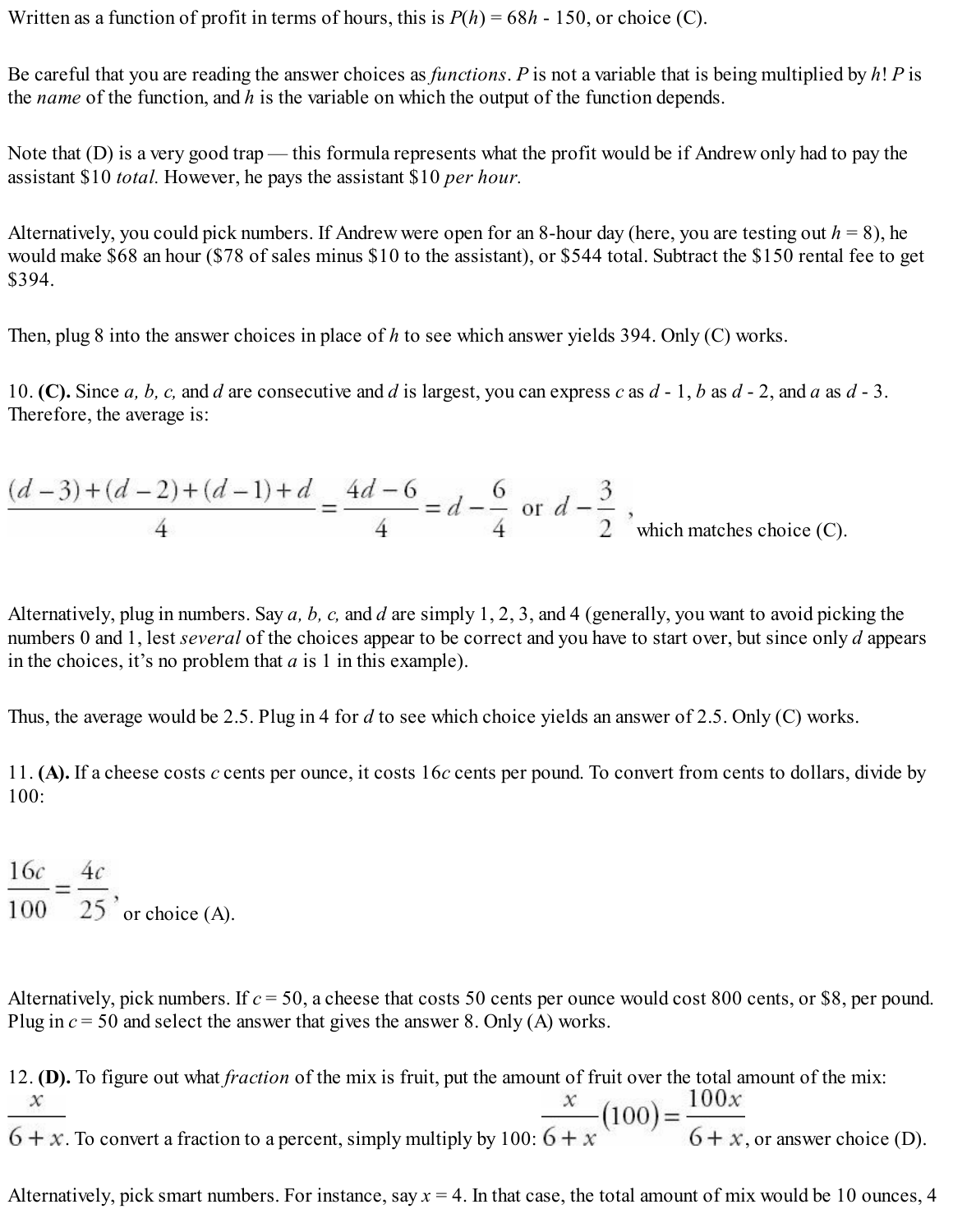Written as a function of profit in terms of hours, this is $P(h) = 68h - 150$, or choice (C).

Be careful that you are reading the answer choices as *functions*. $P$ is not a variable that is being multiplied by $h$! $P$ is the *name* of the function, and $h$ is the variable on which the output of the function depends.

Note that (D) is a very good trap — this formula represents what the profit would be if Andrew only had to pay the assistant \$10 *total*. However, he pays the assistant \$10 *per hour*.

Alternatively, you could pick numbers. If Andrew were open for an 8-hour day (here, you are testing out $h = 8$), he would make \$68 an hour (\$78 of sales minus \$10 to the assistant), or \$544 total. Subtract the \$150 rental fee to get \$394.

Then, plug 8 into the answer choices in place of $h$ to see which answer yields 394. Only (C) works.

10. **(C).** Since $a$, $b$, $c$, and $d$ are consecutive and $d$ is largest, you can express $c$ as $d - 1$, $b$ as $d - 2$, and $a$ as $d - 3$. Therefore, the average is:

$$\frac{(d-3)+(d-2)+(d-1)+d}{4} = \frac{4d-6}{4} = d - \frac{6}{4} \text{ or } d - \frac{3}{2},$$

which matches choice (C).

Alternatively, plug in numbers. Say $a$, $b$, $c$, and $d$ are simply 1, 2, 3, and 4 (generally, you want to avoid picking the numbers 0 and 1, lest *several* of the choices appear to be correct and you have to start over, but since only $d$ appears in the choices, it's no problem that $a$ is 1 in this example).

Thus, the average would be 2.5. Plug in 4 for $d$ to see which choice yields an answer of 2.5. Only (C) works.

11. **(A).** If a cheese costs $c$ cents per ounce, it costs $16c$ cents per pound. To convert from cents to dollars, divide by 100:

$$\frac{16c}{100} = \frac{4c}{25},$$

or choice (A).

Alternatively, pick numbers. If $c = 50$, a cheese that costs 50 cents per ounce would cost 800 cents, or \$8, per pound. Plug in $c = 50$ and select the answer that gives the answer 8. Only (A) works.

12. **(D).** To figure out what *fraction* of the mix is fruit, put the amount of fruit over the total amount of the mix: $\frac{x}{6+x}$. To convert a fraction to a percent, simply multiply by 100: $\frac{x}{6+x}(100) = \frac{100x}{6+x}$, or answer choice (D).

Alternatively, pick smart numbers. For instance, say $x = 4$. In that case, the total amount of mix would be 10 ounces, 4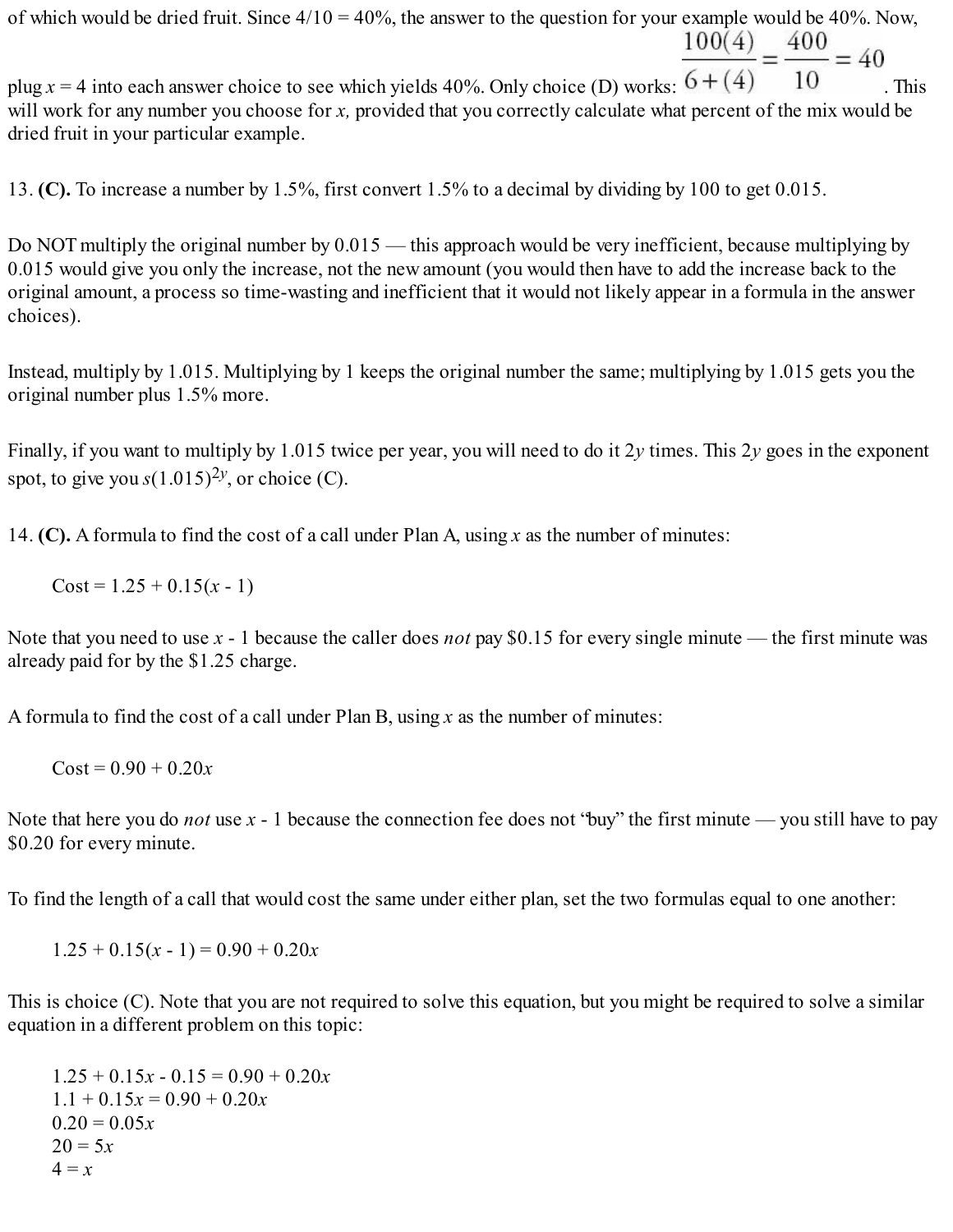of which would be dried fruit. Since 4/10 = 40%, the answer to the question for your example would be 40%. Now, plug $x = 4$ into each answer choice to see which yields 40%. Only choice (D) works: $\frac{100(4)}{6+(4)} = \frac{400}{10} = 40$. This will work for any number you choose for $x$, provided that you correctly calculate what percent of the mix would be dried fruit in your particular example.

13. **(C).** To increase a number by 1.5%, first convert 1.5% to a decimal by dividing by 100 to get 0.015.

Do NOT multiply the original number by 0.015 — this approach would be very inefficient, because multiplying by 0.015 would give you only the increase, not the new amount (you would then have to add the increase back to the original amount, a process so time-wasting and inefficient that it would not likely appear in a formula in the answer choices).

Instead, multiply by 1.015. Multiplying by 1 keeps the original number the same; multiplying by 1.015 gets you the original number plus 1.5% more.

Finally, if you want to multiply by 1.015 twice per year, you will need to do it $2y$ times. This $2y$ goes in the exponent spot, to give you $s(1.015)^{2y}$, or choice (C).

14. **(C).** A formula to find the cost of a call under Plan A, using $x$ as the number of minutes:

Cost = $1.25 + 0.15(x - 1)$

Note that you need to use $x - 1$ because the caller does *not* pay \$0.15 for every single minute — the first minute was already paid for by the \$1.25 charge.

A formula to find the cost of a call under Plan B, using $x$ as the number of minutes:

Cost = $0.90 + 0.20x$

Note that here you do *not* use $x - 1$ because the connection fee does not "buy" the first minute — you still have to pay \$0.20 for every minute.

To find the length of a call that would cost the same under either plan, set the two formulas equal to one another:

$$1.25 + 0.15(x - 1) = 0.90 + 0.20x$$

This is choice (C). Note that you are not required to solve this equation, but you might be required to solve a similar equation in a different problem on this topic:

$$1.25 + 0.15x - 0.15 = 0.90 + 0.20x$$
$$1.1 + 0.15x = 0.90 + 0.20x$$
$$0.20 = 0.05x$$
$$20 = 5x$$
$$4 = x$$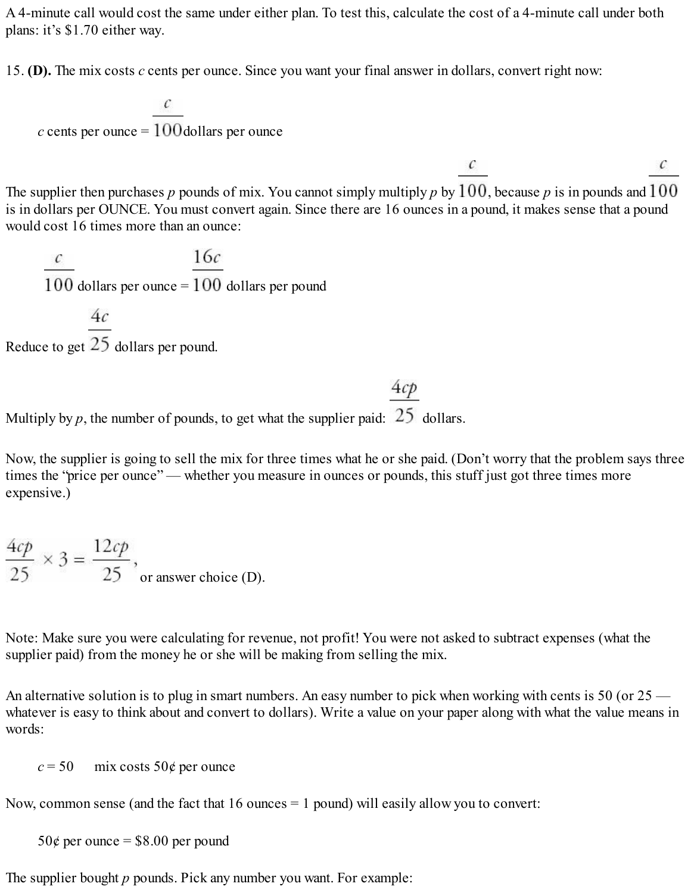A 4-minute call would cost the same under either plan. To test this, calculate the cost of a 4-minute call under both plans: it's $1.70 either way.

15. **(D).** The mix costs $c$ cents per ounce. Since you want your final answer in dollars, convert right now:

$$c \text{ cents per ounce} = \frac{c}{100} \text{ dollars per ounce}$$

The supplier then purchases $p$ pounds of mix. You cannot simply multiply $p$ by $\frac{c}{100}$, because $p$ is in pounds and $\frac{c}{100}$ is in dollars per OUNCE. You must convert again. Since there are 16 ounces in a pound, it makes sense that a pound would cost 16 times more than an ounce:

$$\frac{c}{100} \text{ dollars per ounce} = \frac{16c}{100} \text{ dollars per pound}$$

Reduce to get $\frac{4c}{25}$ dollars per pound.

Multiply by $p$, the number of pounds, to get what the supplier paid: $\frac{4cp}{25}$ dollars.

Now, the supplier is going to sell the mix for three times what he or she paid. (Don't worry that the problem says three times the "price per ounce" — whether you measure in ounces or pounds, this stuff just got three times more expensive.)

$\frac{4cp}{25} \times 3 = \frac{12cp}{25}$, or answer choice (D).

Note: Make sure you were calculating for revenue, not profit! You were not asked to subtract expenses (what the supplier paid) from the money he or she will be making from selling the mix.

An alternative solution is to plug in smart numbers. An easy number to pick when working with cents is 50 (or 25 — whatever is easy to think about and convert to dollars). Write a value on your paper along with what the value means in words:

$c = 50$ mix costs 50¢ per ounce

Now, common sense (and the fact that 16 ounces = 1 pound) will easily allow you to convert:

50¢ per ounce = $8.00 per pound

The supplier bought $p$ pounds. Pick any number you want. For example: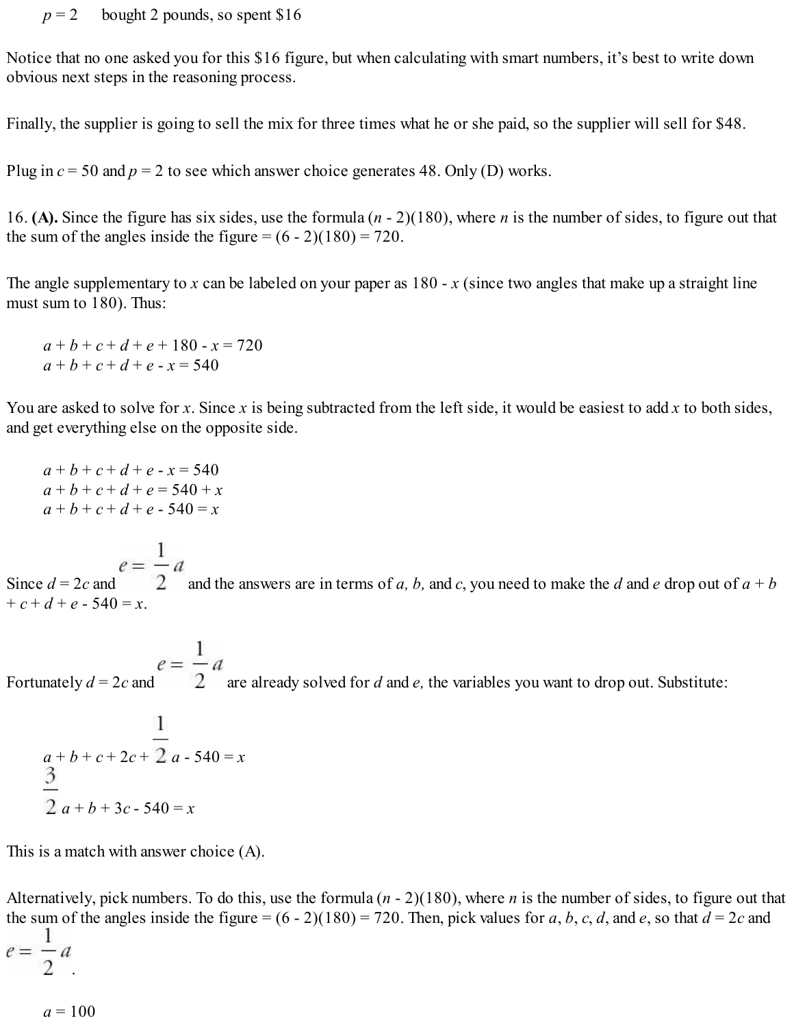$p = 2$ bought 2 pounds, so spent \$16

Notice that no one asked you for this \$16 figure, but when calculating with smart numbers, it's best to write down obvious next steps in the reasoning process.

Finally, the supplier is going to sell the mix for three times what he or she paid, so the supplier will sell for \$48.

Plug in $c = 50$ and $p = 2$ to see which answer choice generates 48. Only (D) works.

16. **(A).** Since the figure has six sides, use the formula $(n - 2)(180)$, where $n$ is the number of sides, to figure out that the sum of the angles inside the figure $= (6 - 2)(180) = 720$.

The angle supplementary to $x$ can be labeled on your paper as $180 - x$ (since two angles that make up a straight line must sum to 180). Thus:

$$a + b + c + d + e + 180 - x = 720$$
$$a + b + c + d + e - x = 540$$

You are asked to solve for $x$. Since $x$ is being subtracted from the left side, it would be easiest to add $x$ to both sides, and get everything else on the opposite side.

$$a + b + c + d + e - x = 540$$
$$a + b + c + d + e = 540 + x$$
$$a + b + c + d + e - 540 = x$$

Since $d = 2c$ and $e = \frac{1}{2}a$ and the answers are in terms of $a$, $b$, and $c$, you need to make the $d$ and $e$ drop out of $a + b + c + d + e - 540 = x$.

Fortunately $d = 2c$ and $e = \frac{1}{2}a$ are already solved for $d$ and $e$, the variables you want to drop out. Substitute:

$$a + b + c + 2c + \frac{1}{2}a - 540 = x$$
$$\frac{3}{2}a + b + 3c - 540 = x$$

This is a match with answer choice (A).

Alternatively, pick numbers. To do this, use the formula $(n - 2)(180)$, where $n$ is the number of sides, to figure out that the sum of the angles inside the figure $= (6 - 2)(180) = 720$. Then, pick values for $a$, $b$, $c$, $d$, and $e$, so that $d = 2c$ and $e = \frac{1}{2}a$.

$a = 100$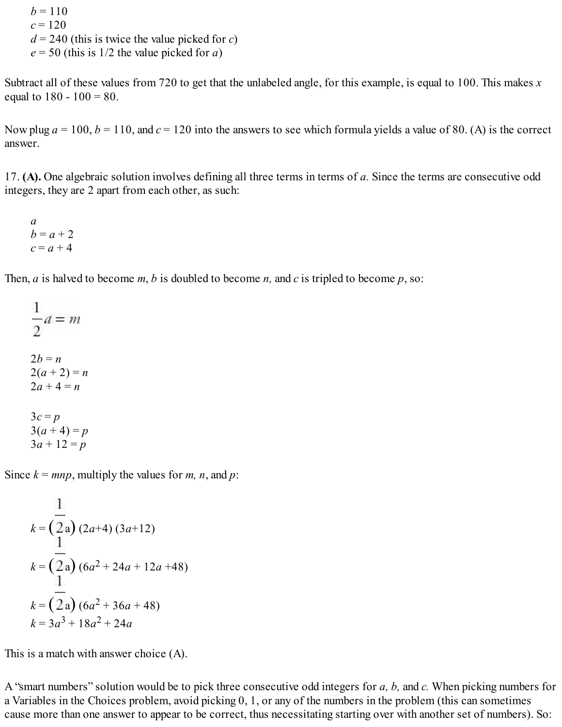$b = 110$
$c = 120$
$d = 240$ (this is twice the value picked for $c$)
$e = 50$ (this is 1/2 the value picked for $a$)

Subtract all of these values from 720 to get that the unlabeled angle, for this example, is equal to 100. This makes $x$ equal to $180 - 100 = 80$.

Now plug $a = 100$, $b = 110$, and $c = 120$ into the answers to see which formula yields a value of 80. (A) is the correct answer.

17. **(A).** One algebraic solution involves defining all three terms in terms of $a$. Since the terms are consecutive odd integers, they are 2 apart from each other, as such:

$a$
$b = a + 2$
$c = a + 4$

Then, $a$ is halved to become $m$, $b$ is doubled to become $n$, and $c$ is tripled to become $p$, so:

$$\frac{1}{2}a = m$$

$2b = n$
$2(a + 2) = n$
$2a + 4 = n$

$3c = p$
$3(a + 4) = p$
$3a + 12 = p$

Since $k = mnp$, multiply the values for $m$, $n$, and $p$:

$$k = \left(\frac{1}{2}a\right)(2a+4)(3a+12)$$
$$k = \left(\frac{1}{2}a\right)(6a^2 + 24a + 12a + 48)$$
$$k = \left(\frac{1}{2}a\right)(6a^2 + 36a + 48)$$
$$k = 3a^3 + 18a^2 + 24a$$

This is a match with answer choice (A).

A "smart numbers" solution would be to pick three consecutive odd integers for $a$, $b$, and $c$. When picking numbers for a Variables in the Choices problem, avoid picking 0, 1, or any of the numbers in the problem (this can sometimes cause more than one answer to appear to be correct, thus necessitating starting over with another set of numbers). So: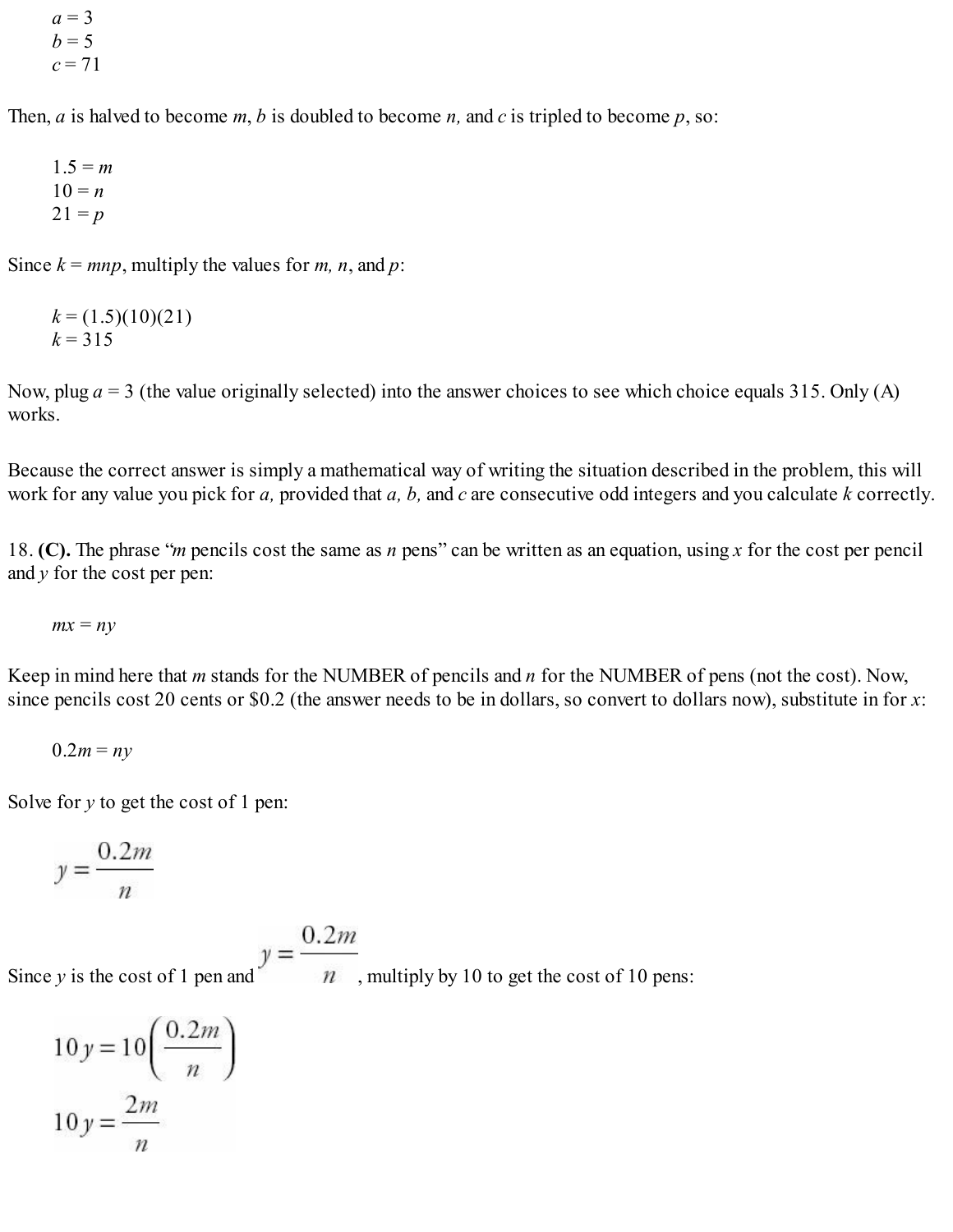$a = 3$
$b = 5$
$c = 71$

Then, $a$ is halved to become $m$, $b$ is doubled to become $n$, and $c$ is tripled to become $p$, so:

$1.5 = m$
$10 = n$
$21 = p$

Since $k = mnp$, multiply the values for $m$, $n$, and $p$:

$k = (1.5)(10)(21)$
$k = 315$

Now, plug $a = 3$ (the value originally selected) into the answer choices to see which choice equals 315. Only (A) works.

Because the correct answer is simply a mathematical way of writing the situation described in the problem, this will work for any value you pick for $a$, $b$, provided that $a$, $b$, and $c$ are consecutive odd integers and you calculate $k$ correctly.

18. **(C).** The phrase "$m$ pencils cost the same as $n$ pens" can be written as an equation, using $x$ for the cost per pencil and $y$ for the cost per pen:

$$mx = ny$$

Keep in mind here that $m$ stands for the NUMBER of pencils and $n$ for the NUMBER of pens (not the cost). Now, since pencils cost 20 cents or \$0.2 (the answer needs to be in dollars, so convert to dollars now), substitute in for $x$:

$$0.2m = ny$$

Solve for $y$ to get the cost of 1 pen:

$$y = \frac{0.2m}{n}$$

Since $y$ is the cost of 1 pen and $y = \frac{0.2m}{n}$, multiply by 10 to get the cost of 10 pens:

$$10y = 10\left(\frac{0.2m}{n}\right)$$

$$10y = \frac{2m}{n}$$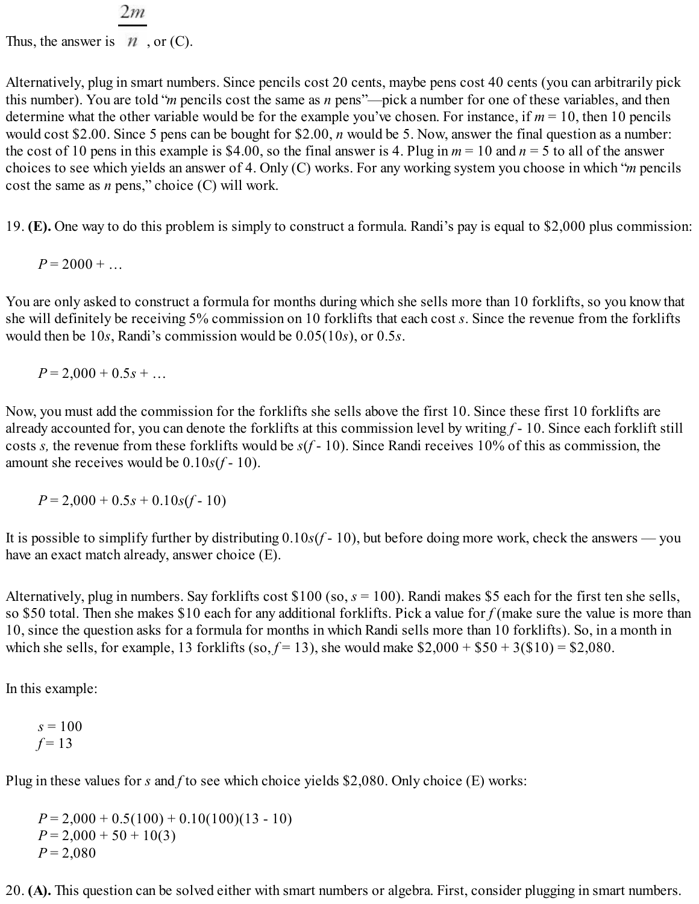Thus, the answer is $\frac{2m}{n}$, or (C).

Alternatively, plug in smart numbers. Since pencils cost 20 cents, maybe pens cost 40 cents (you can arbitrarily pick this number). You are told "$m$ pencils cost the same as $n$ pens"—pick a number for one of these variables, and then determine what the other variable would be for the example you've chosen. For instance, if $m = 10$, then 10 pencils would cost \$2.00. Since 5 pens can be bought for \$2.00, $n$ would be 5. Now, answer the final question as a number: the cost of 10 pens in this example is \$4.00, so the final answer is 4. Plug in $m = 10$ and $n = 5$ to all of the answer choices to see which yields an answer of 4. Only (C) works. For any working system you choose in which "$m$ pencils cost the same as $n$ pens," choice (C) will work.

19. **(E).** One way to do this problem is simply to construct a formula. Randi's pay is equal to \$2,000 plus commission:

$$P = 2000 + \ldots$$

You are only asked to construct a formula for months during which she sells more than 10 forklifts, so you know that she will definitely be receiving 5% commission on 10 forklifts that each cost $s$. Since the revenue from the forklifts would then be $10s$, Randi's commission would be $0.05(10s)$, or $0.5s$.

$$P = 2{,}000 + 0.5s + \ldots$$

Now, you must add the commission for the forklifts she sells above the first 10. Since these first 10 forklifts are already accounted for, you can denote the forklifts at this commission level by writing $f - 10$. Since each forklift still costs $s$, the revenue from these forklifts would be $s(f - 10)$. Since Randi receives 10% of this as commission, the amount she receives would be $0.10s(f - 10)$.

$$P = 2{,}000 + 0.5s + 0.10s(f - 10)$$

It is possible to simplify further by distributing $0.10s(f - 10)$, but before doing more work, check the answers — you have an exact match already, answer choice (E).

Alternatively, plug in numbers. Say forklifts cost \$100 (so, $s = 100$). Randi makes \$5 each for the first ten she sells, so \$50 total. Then she makes \$10 each for any additional forklifts. Pick a value for $f$ (make sure the value is more than 10, since the question asks for a formula for months in which Randi sells more than 10 forklifts). So, in a month in which she sells, for example, 13 forklifts (so, $f = 13$), she would make \$2,000 + \$50 + 3(\$10) = \$2,080.

In this example:

$s = 100$
$f = 13$

Plug in these values for $s$ and $f$ to see which choice yields \$2,080. Only choice (E) works:

$$P = 2{,}000 + 0.5(100) + 0.10(100)(13 - 10)$$
$$P = 2{,}000 + 50 + 10(3)$$
$$P = 2{,}080$$

20. **(A).** This question can be solved either with smart numbers or algebra. First, consider plugging in smart numbers.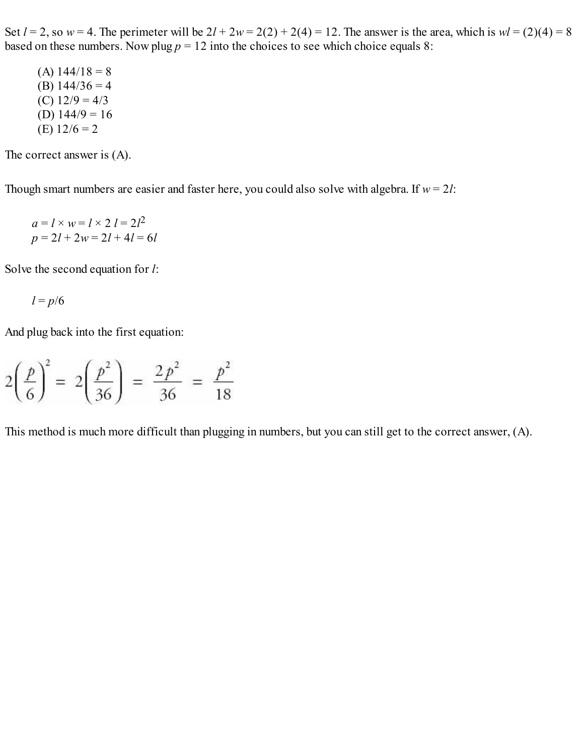Set $l = 2$, so $w = 4$. The perimeter will be $2l + 2w = 2(2) + 2(4) = 12$. The answer is the area, which is $wl = (2)(4) = 8$ based on these numbers. Now plug $p = 12$ into the choices to see which choice equals 8:

(A) $144/18 = 8$
(B) $144/36 = 4$
(C) $12/9 = 4/3$
(D) $144/9 = 16$
(E) $12/6 = 2$

The correct answer is (A).

Though smart numbers are easier and faster here, you could also solve with algebra. If $w = 2l$:

$a = l \times w = l \times 2\,l = 2l^2$
$p = 2l + 2w = 2l + 4l = 6l$

Solve the second equation for $l$:

$l = p/6$

And plug back into the first equation:

$$2\left(\frac{p}{6}\right)^2 = 2\left(\frac{p^2}{36}\right) = \frac{2p^2}{36} = \frac{p^2}{18}$$

This method is much more difficult than plugging in numbers, but you can still get to the correct answer, (A).